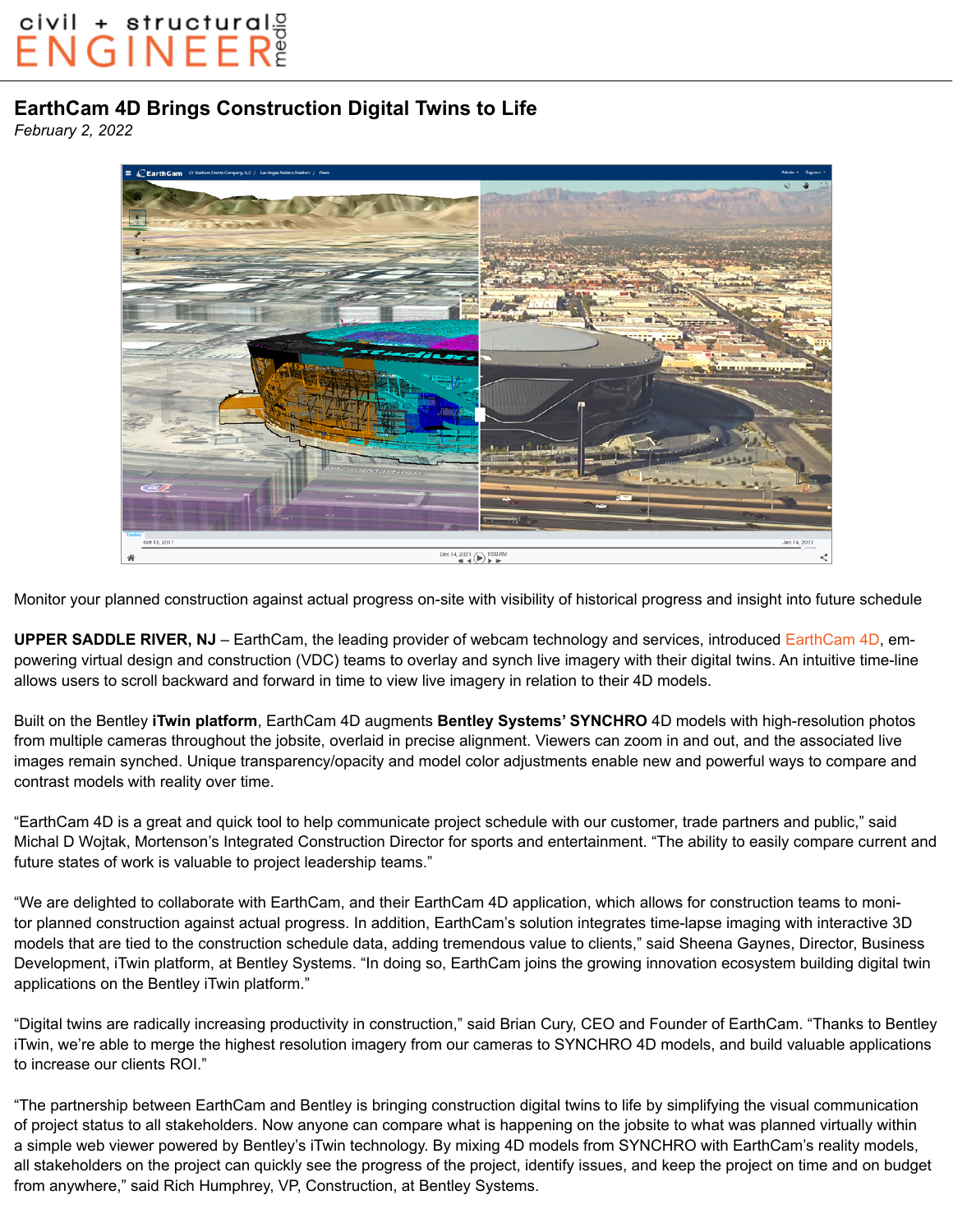civil + structural ENGINEER media

# EarthCam 4D Brings Construction Digital Twins to Life

*February 2, 2022*

Monitor your planned construction against actual progress on-site with visibility of historical progress and insight into future schedule

**UPPER SADDLE RIVER, NJ** – EarthCam, the leading provider of webcam technology and services, introduced EarthCam 4D, empowering virtual design and construction (VDC) teams to overlay and synch live imagery with their digital twins. An intuitive time-line allows users to scroll backward and forward in time to view live imagery in relation to their 4D models.

Built on the Bentley **iTwin platform**, EarthCam 4D augments **Bentley Systems' SYNCHRO** 4D models with high-resolution photos from multiple cameras throughout the jobsite, overlaid in precise alignment. Viewers can zoom in and out, and the associated live images remain synched. Unique transparency/opacity and model color adjustments enable new and powerful ways to compare and contrast models with reality over time.

"EarthCam 4D is a great and quick tool to help communicate project schedule with our customer, trade partners and public," said Michal D Wojtak, Mortenson's Integrated Construction Director for sports and entertainment. "The ability to easily compare current and future states of work is valuable to project leadership teams."

"We are delighted to collaborate with EarthCam, and their EarthCam 4D application, which allows for construction teams to monitor planned construction against actual progress. In addition, EarthCam's solution integrates time-lapse imaging with interactive 3D models that are tied to the construction schedule data, adding tremendous value to clients," said Sheena Gaynes, Director, Business Development, iTwin platform, at Bentley Systems. "In doing so, EarthCam joins the growing innovation ecosystem building digital twin applications on the Bentley iTwin platform."

"Digital twins are radically increasing productivity in construction," said Brian Cury, CEO and Founder of EarthCam. "Thanks to Bentley iTwin, we're able to merge the highest resolution imagery from our cameras to SYNCHRO 4D models, and build valuable applications to increase our clients ROI."

"The partnership between EarthCam and Bentley is bringing construction digital twins to life by simplifying the visual communication of project status to all stakeholders. Now anyone can compare what is happening on the jobsite to what was planned virtually within a simple web viewer powered by Bentley's iTwin technology. By mixing 4D models from SYNCHRO with EarthCam's reality models, all stakeholders on the project can quickly see the progress of the project, identify issues, and keep the project on time and on budget from anywhere," said Rich Humphrey, VP, Construction, at Bentley Systems.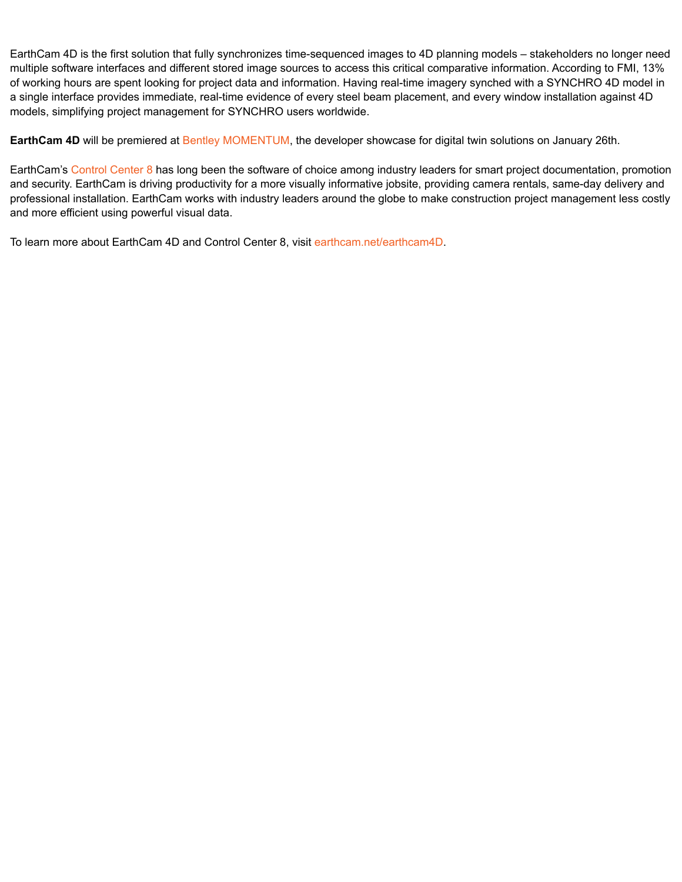EarthCam 4D is the first solution that fully synchronizes time-sequenced images to 4D planning models – stakeholders no longer need multiple software interfaces and different stored image sources to access this critical comparative information. According to FMI, 13% of working hours are spent looking for project data and information. Having real-time imagery synched with a SYNCHRO 4D model in a single interface provides immediate, real-time evidence of every steel beam placement, and every window installation against 4D models, simplifying project management for SYNCHRO users worldwide.

**EarthCam 4D** will be premiered at Bentley MOMENTUM, the developer showcase for digital twin solutions on January 26th.

EarthCam's Control Center 8 has long been the software of choice among industry leaders for smart project documentation, promotion and security. EarthCam is driving productivity for a more visually informative jobsite, providing camera rentals, same-day delivery and professional installation. EarthCam works with industry leaders around the globe to make construction project management less costly and more efficient using powerful visual data.

To learn more about EarthCam 4D and Control Center 8, visit earthcam.net/earthcam4D.